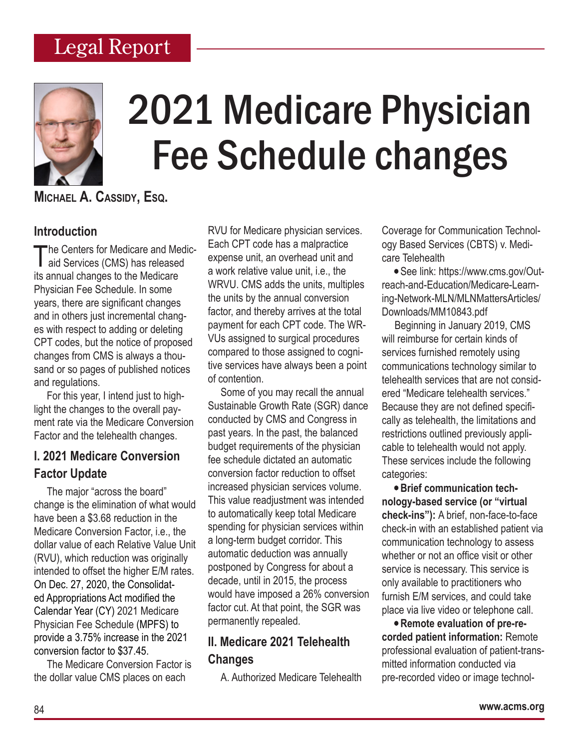# 2021 Medicare Physician Fee Schedule changes

**Michael A. Cassidy, Esq.**

## Introduction

The Centers for Medicare and Medicaid Services (CMS) has released its annual changes to the Medicare Physician Fee Schedule. In some years, there are significant changes and in others just incremental changes with respect to adding or deleting CPT codes, but the notice of proposed changes from CMS is always a thousand or so pages of published notices and regulations.

For this year, I intend just to highlight the changes to the overall payment rate via the Medicare Conversion Factor and the telehealth changes.

## I. 2021 Medicare Conversion Factor Update

The major "across the board" change is the elimination of what would have been a $3.68 reduction in the Medicare Conversion Factor, i.e., the dollar value of each Relative Value Unit (RVU), which reduction was originally intended to offset the higher E/M rates. On Dec. 27, 2020, the Consolidated Appropriations Act modified the Calendar Year (CY) 2021 Medicare Physician Fee Schedule (MPFS) to provide a 3.75% increase in the 2021 conversion factor to $37.45.

The Medicare Conversion Factor is the dollar value CMS places on each RVU for Medicare physician services. Each CPT code has a malpractice expense unit, an overhead unit and a work relative value unit, i.e., the WRVU. CMS adds the units, multiples the units by the annual conversion factor, and thereby arrives at the total payment for each CPT code. The WRVUs assigned to surgical procedures compared to those assigned to cognitive services have always been a point of contention.

Some of you may recall the annual Sustainable Growth Rate (SGR) dance conducted by CMS and Congress in past years. In the past, the balanced budget requirements of the physician fee schedule dictated an automatic conversion factor reduction to offset increased physician services volume. This value readjustment was intended to automatically keep total Medicare spending for physician services within a long-term budget corridor. This automatic deduction was annually postponed by Congress for about a decade, until in 2015, the process would have imposed a 26% conversion factor cut. At that point, the SGR was permanently repealed.

## II. Medicare 2021 Telehealth Changes

A. Authorized Medicare Telehealth Coverage for Communication Technology Based Services (CBTS) v. Medicare Telehealth

- See link: https://www.cms.gov/Outreach-and-Education/Medicare-Learning-Network-MLN/MLNMattersArticles/Downloads/MM10843.pdf

Beginning in January 2019, CMS will reimburse for certain kinds of services furnished remotely using communications technology similar to telehealth services that are not considered "Medicare telehealth services." Because they are not defined specifically as telehealth, the limitations and restrictions outlined previously applicable to telehealth would not apply. These services include the following categories:

- **Brief communication technology-based service (or "virtual check-ins"):** A brief, non-face-to-face check-in with an established patient via communication technology to assess whether or not an office visit or other service is necessary. This service is only available to practitioners who furnish E/M services, and could take place via live video or telephone call.
- **Remote evaluation of pre-recorded patient information:** Remote professional evaluation of patient-transmitted information conducted via pre-recorded video or image technol-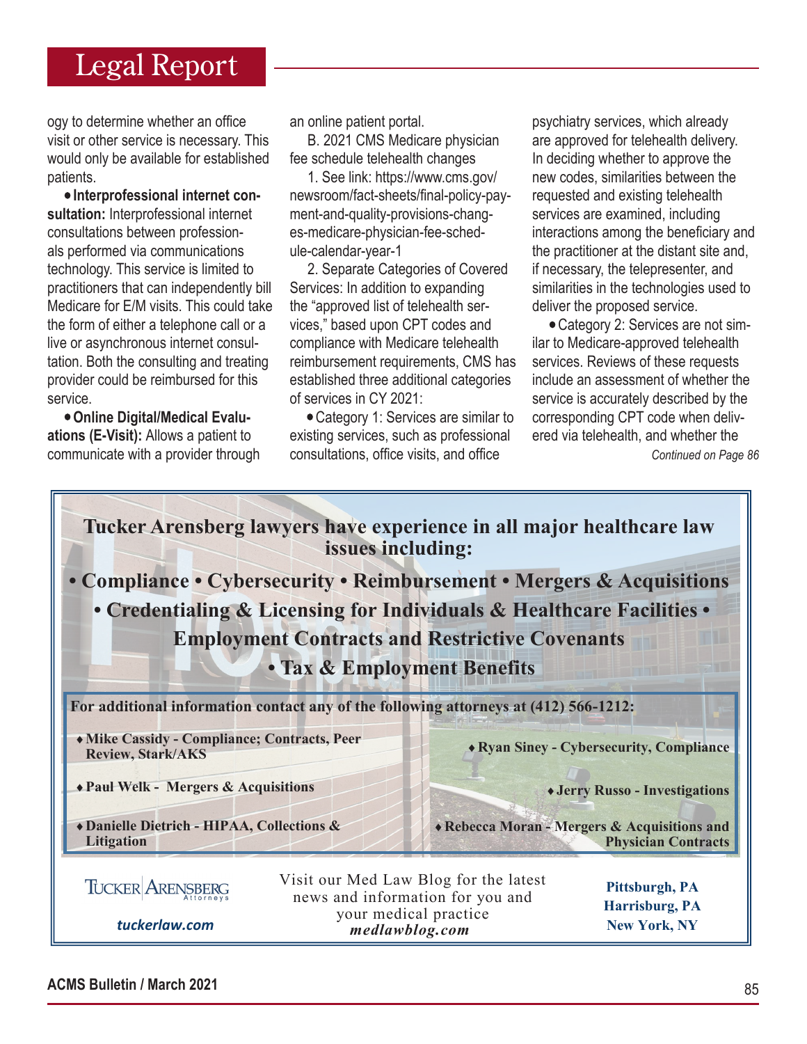ogy to determine whether an office visit or other service is necessary. This would only be available for established patients.

- **Interprofessional internet consultation:** Interprofessional internet consultations between professionals performed via communications technology. This service is limited to practitioners that can independently bill Medicare for E/M visits. This could take the form of either a telephone call or a live or asynchronous internet consultation. Both the consulting and treating provider could be reimbursed for this service.

- **Online Digital/Medical Evaluations (E-Visit):** Allows a patient to communicate with a provider through an online patient portal.

B. 2021 CMS Medicare physician fee schedule telehealth changes

1. See link: https://www.cms.gov/newsroom/fact-sheets/final-policy-payment-and-quality-provisions-changes-medicare-physician-fee-schedule-calendar-year-1

2. Separate Categories of Covered Services: In addition to expanding the "approved list of telehealth services," based upon CPT codes and compliance with Medicare telehealth reimbursement requirements, CMS has established three additional categories of services in CY 2021:

- Category 1: Services are similar to existing services, such as professional consultations, office visits, and office psychiatry services, which already are approved for telehealth delivery. In deciding whether to approve the new codes, similarities between the requested and existing telehealth services are examined, including interactions among the beneficiary and the practitioner at the distant site and, if necessary, the telepresenter, and similarities in the technologies used to deliver the proposed service.

- Category 2: Services are not similar to Medicare-approved telehealth services. Reviews of these requests include an assessment of whether the service is accurately described by the corresponding CPT code when delivered via telehealth, and whether the

*Continued on Page 86*

---

**Tucker Arensberg lawyers have experience in all major healthcare law issues including:**

**• Compliance • Cybersecurity • Reimbursement • Mergers & Acquisitions • Credentialing & Licensing for Individuals & Healthcare Facilities • Employment Contracts and Restrictive Covenants • Tax & Employment Benefits**

**For additional information contact any of the following attorneys at (412) 566-1212:**

- **Mike Cassidy - Compliance; Contracts, Peer Review, Stark/AKS**
- **Paul Welk - Mergers & Acquisitions**
- **Danielle Dietrich - HIPAA, Collections & Litigation**
- **Ryan Siney - Cybersecurity, Compliance**
- **Jerry Russo - Investigations**
- **Rebecca Moran - Mergers & Acquisitions and Physician Contracts**

TUCKER ARENSBERG Attorneys

*tuckerlaw.com*

Visit our Med Law Blog for the latest news and information for you and your medical practice
*medlawblog.com*

**Pittsburgh, PA**
**Harrisburg, PA**
**New York, NY**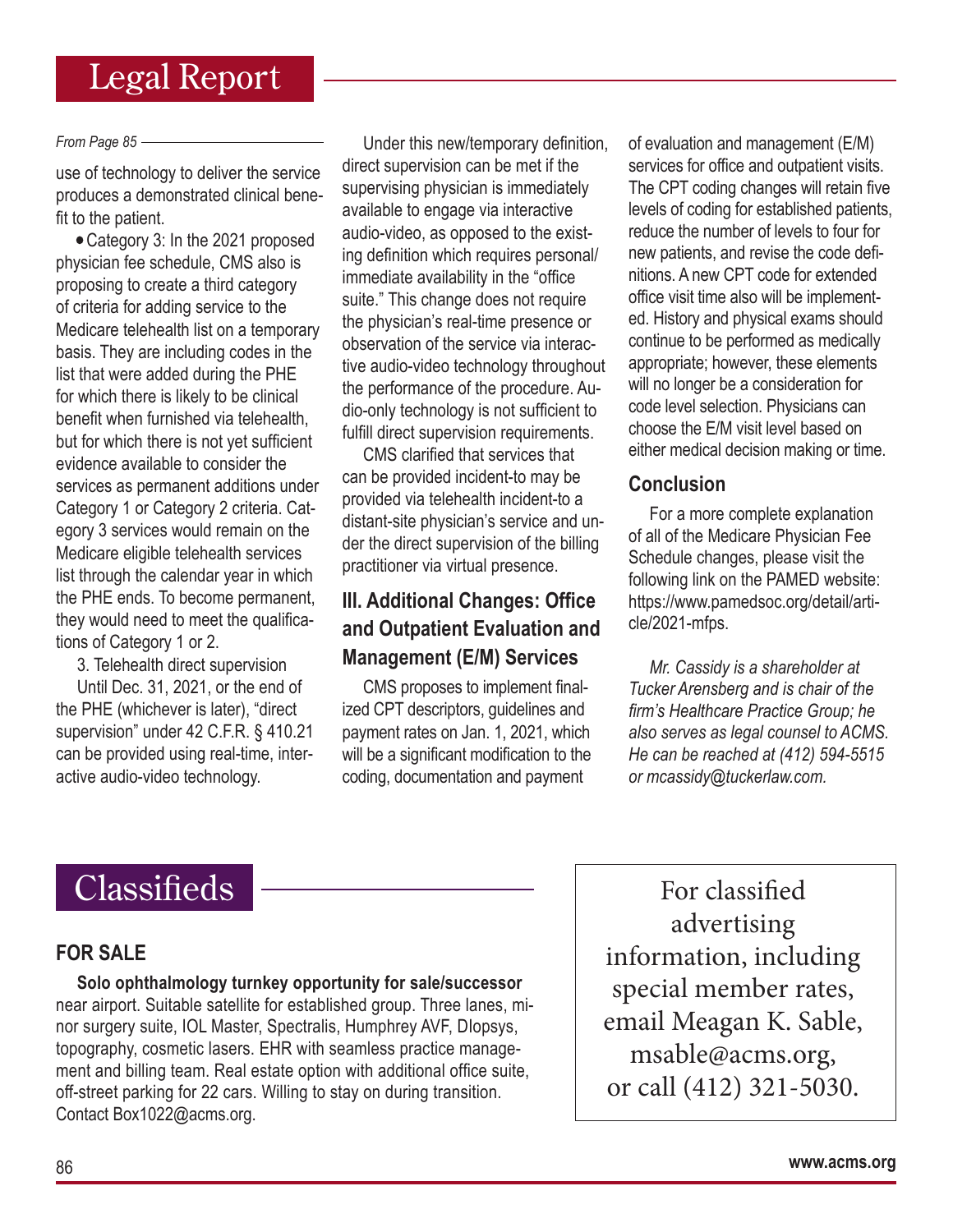# Legal Report

*From Page 85*

use of technology to deliver the service produces a demonstrated clinical benefit to the patient.

- Category 3: In the 2021 proposed physician fee schedule, CMS also is proposing to create a third category of criteria for adding service to the Medicare telehealth list on a temporary basis. They are including codes in the list that were added during the PHE for which there is likely to be clinical benefit when furnished via telehealth, but for which there is not yet sufficient evidence available to consider the services as permanent additions under Category 1 or Category 2 criteria. Category 3 services would remain on the Medicare eligible telehealth services list through the calendar year in which the PHE ends. To become permanent, they would need to meet the qualifications of Category 1 or 2.

3. Telehealth direct supervision

Until Dec. 31, 2021, or the end of the PHE (whichever is later), "direct supervision" under 42 C.F.R. § 410.21 can be provided using real-time, interactive audio-video technology.

Under this new/temporary definition, direct supervision can be met if the supervising physician is immediately available to engage via interactive audio-video, as opposed to the existing definition which requires personal/immediate availability in the "office suite." This change does not require the physician's real-time presence or observation of the service via interactive audio-video technology throughout the performance of the procedure. Audio-only technology is not sufficient to fulfill direct supervision requirements.

CMS clarified that services that can be provided incident-to may be provided via telehealth incident-to a distant-site physician's service and under the direct supervision of the billing practitioner via virtual presence.

### III. Additional Changes: Office and Outpatient Evaluation and Management (E/M) Services

CMS proposes to implement finalized CPT descriptors, guidelines and payment rates on Jan. 1, 2021, which will be a significant modification to the coding, documentation and payment of evaluation and management (E/M) services for office and outpatient visits. The CPT coding changes will retain five levels of coding for established patients, reduce the number of levels to four for new patients, and revise the code definitions. A new CPT code for extended office visit time also will be implemented. History and physical exams should continue to be performed as medically appropriate; however, these elements will no longer be a consideration for code level selection. Physicians can choose the E/M visit level based on either medical decision making or time.

### Conclusion

For a more complete explanation of all of the Medicare Physician Fee Schedule changes, please visit the following link on the PAMED website: https://www.pamedsoc.org/detail/article/2021-mfps.

*Mr. Cassidy is a shareholder at Tucker Arensberg and is chair of the firm's Healthcare Practice Group; he also serves as legal counsel to ACMS. He can be reached at (412) 594-5515 or mcassidy@tuckerlaw.com.*

# Classifieds

## FOR SALE

**Solo ophthalmology turnkey opportunity for sale/successor** near airport. Suitable satellite for established group. Three lanes, minor surgery suite, IOL Master, Spectralis, Humphrey AVF, DIopsys, topography, cosmetic lasers. EHR with seamless practice management and billing team. Real estate option with additional office suite, off-street parking for 22 cars. Willing to stay on during transition. Contact Box1022@acms.org.

For classified advertising information, including special member rates, email Meagan K. Sable, msable@acms.org, or call (412) 321-5030.